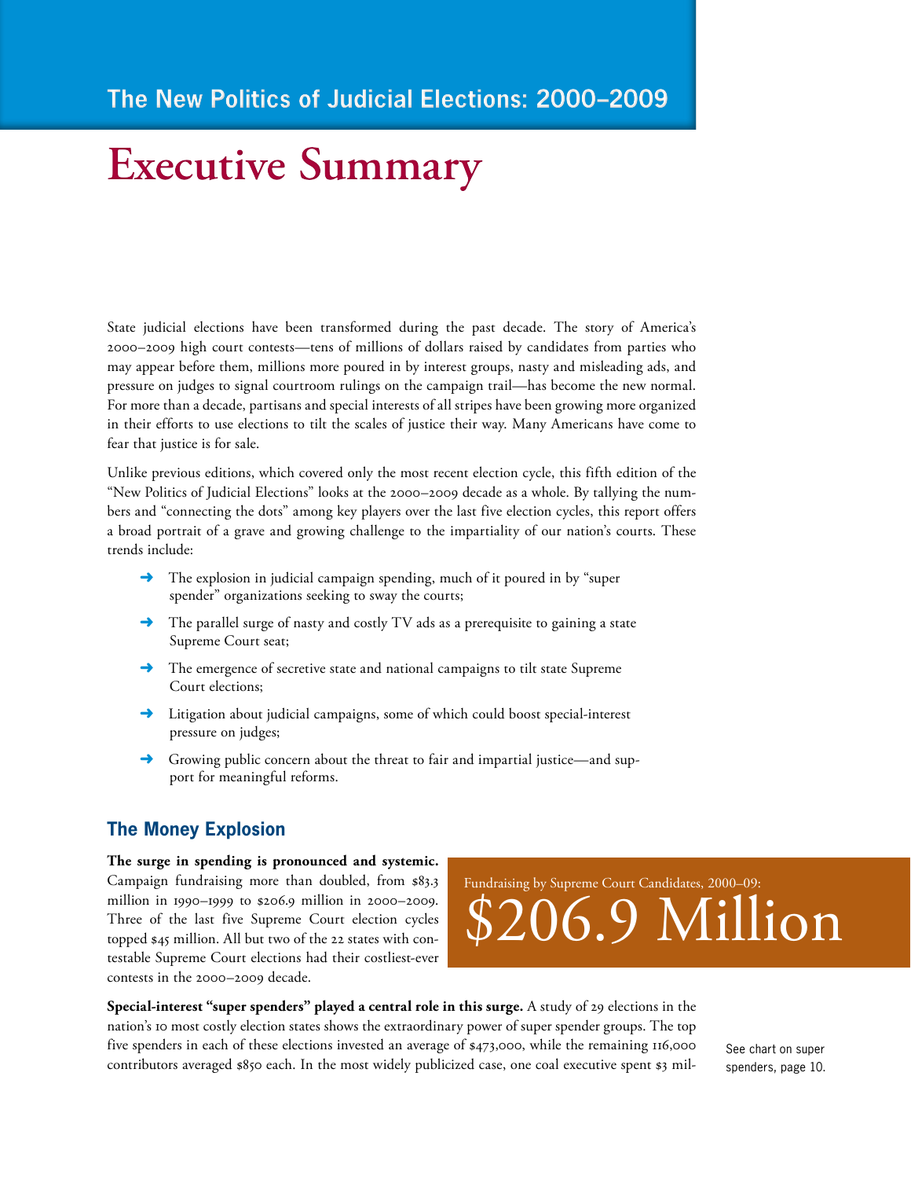The New Politics of Judicial Elections: 2000–2009

# Executive Summary

State judicial elections have been transformed during the past decade. The story of America's 2000–2009 high court contests—tens of millions of dollars raised by candidates from parties who may appear before them, millions more poured in by interest groups, nasty and misleading ads, and pressure on judges to signal courtroom rulings on the campaign trail—has become the new normal. For more than a decade, partisans and special interests of all stripes have been growing more organized in their efforts to use elections to tilt the scales of justice their way. Many Americans have come to fear that justice is for sale.

Unlike previous editions, which covered only the most recent election cycle, this fifth edition of the "New Politics of Judicial Elections" looks at the 2000–2009 decade as a whole. By tallying the numbers and "connecting the dots" among key players over the last five election cycles, this report offers a broad portrait of a grave and growing challenge to the impartiality of our nation's courts. These trends include:

- The explosion in judicial campaign spending, much of it poured in by "super spender" organizations seeking to sway the courts;
- The parallel surge of nasty and costly TV ads as a prerequisite to gaining a state Supreme Court seat;
- The emergence of secretive state and national campaigns to tilt state Supreme Court elections;
- Litigation about judicial campaigns, some of which could boost special-interest pressure on judges;
- Growing public concern about the threat to fair and impartial justice—and support for meaningful reforms.

## The Money Explosion

**The surge in spending is pronounced and systemic.** Campaign fundraising more than doubled, from $83.3 million in 1990–1999 to $206.9 million in 2000–2009. Three of the last five Supreme Court election cycles topped $45 million. All but two of the 22 states with contestable Supreme Court elections had their costliest-ever contests in the 2000–2009 decade.

Fundraising by Supreme Court Candidates, 2000–09:
**$206.9 Million**

**Special-interest "super spenders" played a central role in this surge.** A study of 29 elections in the nation's 10 most costly election states shows the extraordinary power of super spender groups. The top five spenders in each of these elections invested an average of $473,000, while the remaining 116,000 contributors averaged $850 each. In the most widely publicized case, one coal executive spent $3 mil-

See chart on super spenders, page 10.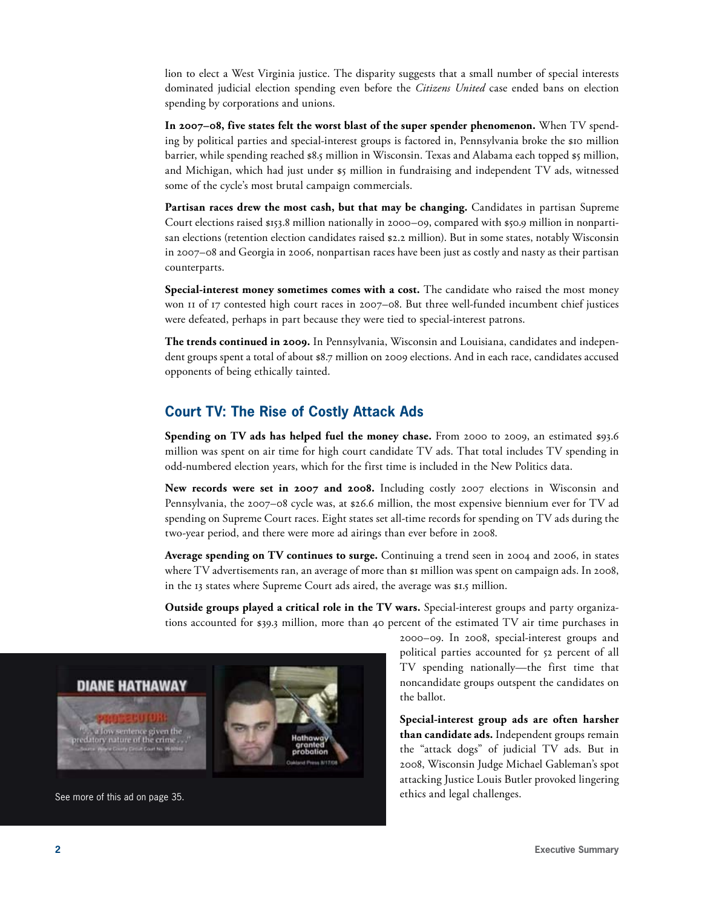lion to elect a West Virginia justice. The disparity suggests that a small number of special interests dominated judicial election spending even before the *Citizens United* case ended bans on election spending by corporations and unions.

**In 2007–08, five states felt the worst blast of the super spender phenomenon.** When TV spending by political parties and special-interest groups is factored in, Pennsylvania broke the $10 million barrier, while spending reached $8.5 million in Wisconsin. Texas and Alabama each topped $5 million, and Michigan, which had just under $5 million in fundraising and independent TV ads, witnessed some of the cycle's most brutal campaign commercials.

**Partisan races drew the most cash, but that may be changing.** Candidates in partisan Supreme Court elections raised $153.8 million nationally in 2000–09, compared with $50.9 million in nonpartisan elections (retention election candidates raised $2.2 million). But in some states, notably Wisconsin in 2007–08 and Georgia in 2006, nonpartisan races have been just as costly and nasty as their partisan counterparts.

**Special-interest money sometimes comes with a cost.** The candidate who raised the most money won 11 of 17 contested high court races in 2007–08. But three well-funded incumbent chief justices were defeated, perhaps in part because they were tied to special-interest patrons.

**The trends continued in 2009.** In Pennsylvania, Wisconsin and Louisiana, candidates and independent groups spent a total of about $8.7 million on 2009 elections. And in each race, candidates accused opponents of being ethically tainted.

## Court TV: The Rise of Costly Attack Ads

**Spending on TV ads has helped fuel the money chase.** From 2000 to 2009, an estimated $93.6 million was spent on air time for high court candidate TV ads. That total includes TV spending in odd-numbered election years, which for the first time is included in the New Politics data.

**New records were set in 2007 and 2008.** Including costly 2007 elections in Wisconsin and Pennsylvania, the 2007–08 cycle was, at $26.6 million, the most expensive biennium ever for TV ad spending on Supreme Court races. Eight states set all-time records for spending on TV ads during the two-year period, and there were more ad airings than ever before in 2008.

**Average spending on TV continues to surge.** Continuing a trend seen in 2004 and 2006, in states where TV advertisements ran, an average of more than $1 million was spent on campaign ads. In 2008, in the 13 states where Supreme Court ads aired, the average was $1.5 million.

**Outside groups played a critical role in the TV wars.** Special-interest groups and party organizations accounted for $39.3 million, more than 40 percent of the estimated TV air time purchases in 2000–09. In 2008, special-interest groups and political parties accounted for 52 percent of all TV spending nationally—the first time that noncandidate groups outspent the candidates on the ballot.

**Special-interest group ads are often harsher than candidate ads.** Independent groups remain the "attack dogs" of judicial TV ads. But in 2008, Wisconsin Judge Michael Gableman's spot attacking Justice Louis Butler provoked lingering ethics and legal challenges.

See more of this ad on page 35.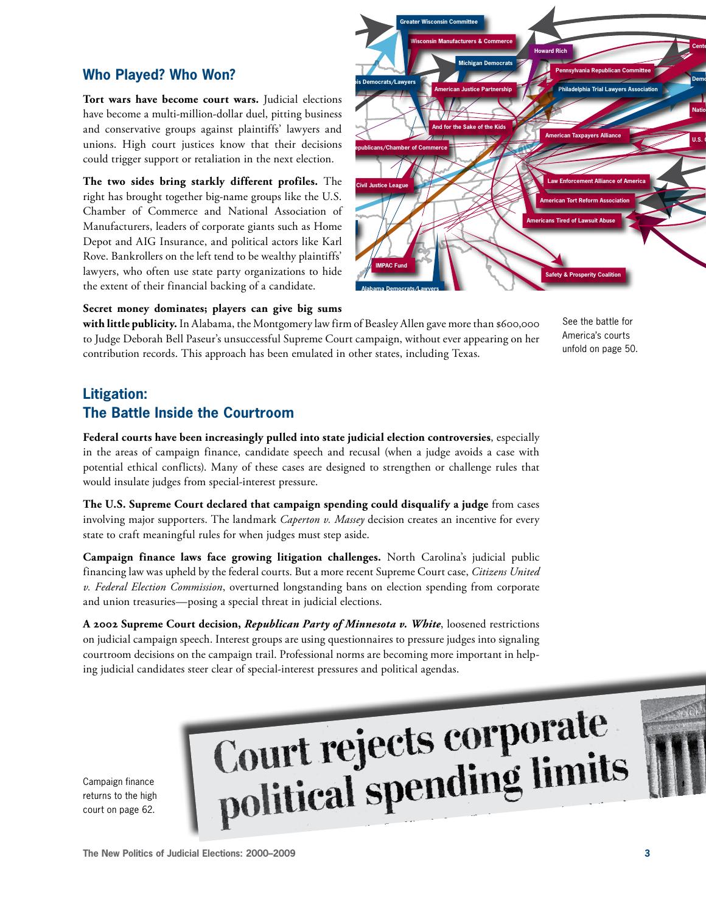## Who Played? Who Won?

**Tort wars have become court wars.** Judicial elections have become a multi-million-dollar duel, pitting business and conservative groups against plaintiffs' lawyers and unions. High court justices know that their decisions could trigger support or retaliation in the next election.

**The two sides bring starkly different profiles.** The right has brought together big-name groups like the U.S. Chamber of Commerce and National Association of Manufacturers, leaders of corporate giants such as Home Depot and AIG Insurance, and political actors like Karl Rove. Bankrollers on the left tend to be wealthy plaintiffs' lawyers, who often use state party organizations to hide the extent of their financial backing of a candidate.

**Secret money dominates; players can give big sums with little publicity.** In Alabama, the Montgomery law firm of Beasley Allen gave more than $600,000 to Judge Deborah Bell Paseur's unsuccessful Supreme Court campaign, without ever appearing on her contribution records. This approach has been emulated in other states, including Texas.

Greater Wisconsin Committee
Wisconsin Manufacturers & Commerce
Michigan Democrats
Howard Rich
Pennsylvania Republican Committee
is Democrats/Lawyers
American Justice Partnership
Philadelphia Trial Lawyers Association
And for the Sake of the Kids
American Taxpayers Alliance
epublicans/Chamber of Commerce
Civil Justice League
Law Enforcement Alliance of America
American Tort Reform Association
Americans Tired of Lawsuit Abuse
IMPAC Fund
Safety & Prosperity Coalition
Alabama Democrats/Lawyers

See the battle for America's courts unfold on page 50.

## Litigation: The Battle Inside the Courtroom

**Federal courts have been increasingly pulled into state judicial election controversies**, especially in the areas of campaign finance, candidate speech and recusal (when a judge avoids a case with potential ethical conflicts). Many of these cases are designed to strengthen or challenge rules that would insulate judges from special-interest pressure.

**The U.S. Supreme Court declared that campaign spending could disqualify a judge** from cases involving major supporters. The landmark *Caperton v. Massey* decision creates an incentive for every state to craft meaningful rules for when judges must step aside.

**Campaign finance laws face growing litigation challenges.** North Carolina's judicial public financing law was upheld by the federal courts. But a more recent Supreme Court case, *Citizens United v. Federal Election Commission*, overturned longstanding bans on election spending from corporate and union treasuries—posing a special threat in judicial elections.

**A 2002 Supreme Court decision, *Republican Party of Minnesota v. White***, loosened restrictions on judicial campaign speech. Interest groups are using questionnaires to pressure judges into signaling courtroom decisions on the campaign trail. Professional norms are becoming more important in helping judicial candidates steer clear of special-interest pressures and political agendas.

Court rejects corporate political spending limits

Campaign finance returns to the high court on page 62.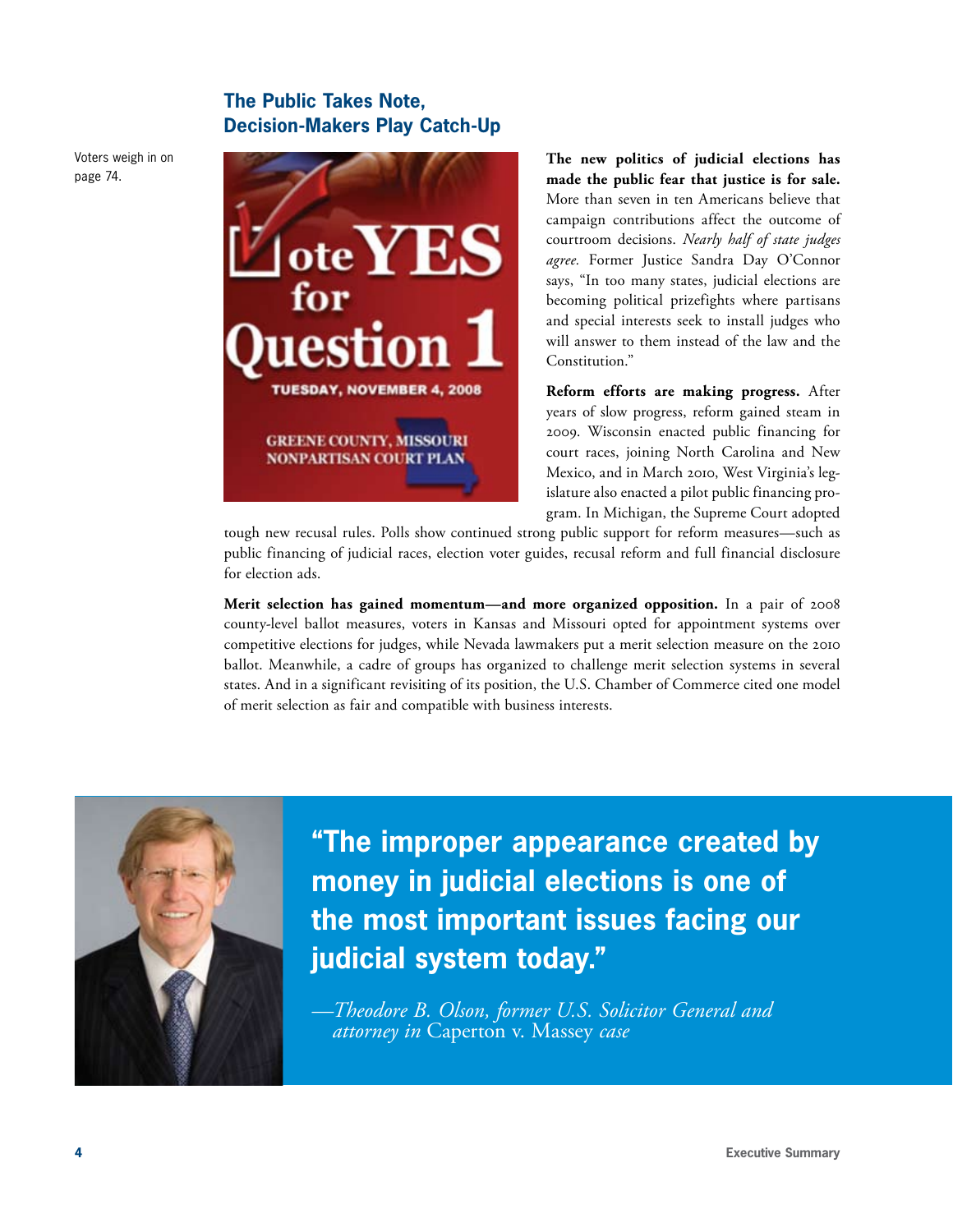## The Public Takes Note, Decision-Makers Play Catch-Up

Voters weigh in on page 74.

Vote YES for Question 1

TUESDAY, NOVEMBER 4, 2008

GREENE COUNTY, MISSOURI NONPARTISAN COURT PLAN

**The new politics of judicial elections has made the public fear that justice is for sale.** More than seven in ten Americans believe that campaign contributions affect the outcome of courtroom decisions. *Nearly half of state judges agree.* Former Justice Sandra Day O'Connor says, "In too many states, judicial elections are becoming political prizefights where partisans and special interests seek to install judges who will answer to them instead of the law and the Constitution."

**Reform efforts are making progress.** After years of slow progress, reform gained steam in 2009. Wisconsin enacted public financing for court races, joining North Carolina and New Mexico, and in March 2010, West Virginia's legislature also enacted a pilot public financing program. In Michigan, the Supreme Court adopted tough new recusal rules. Polls show continued strong public support for reform measures—such as public financing of judicial races, election voter guides, recusal reform and full financial disclosure for election ads.

**Merit selection has gained momentum—and more organized opposition.** In a pair of 2008 county-level ballot measures, voters in Kansas and Missouri opted for appointment systems over competitive elections for judges, while Nevada lawmakers put a merit selection measure on the 2010 ballot. Meanwhile, a cadre of groups has organized to challenge merit selection systems in several states. And in a significant revisiting of its position, the U.S. Chamber of Commerce cited one model of merit selection as fair and compatible with business interests.

> **"The improper appearance created by money in judicial elections is one of the most important issues facing our judicial system today."**
>
> *—Theodore B. Olson, former U.S. Solicitor General and attorney in* Caperton v. Massey *case*